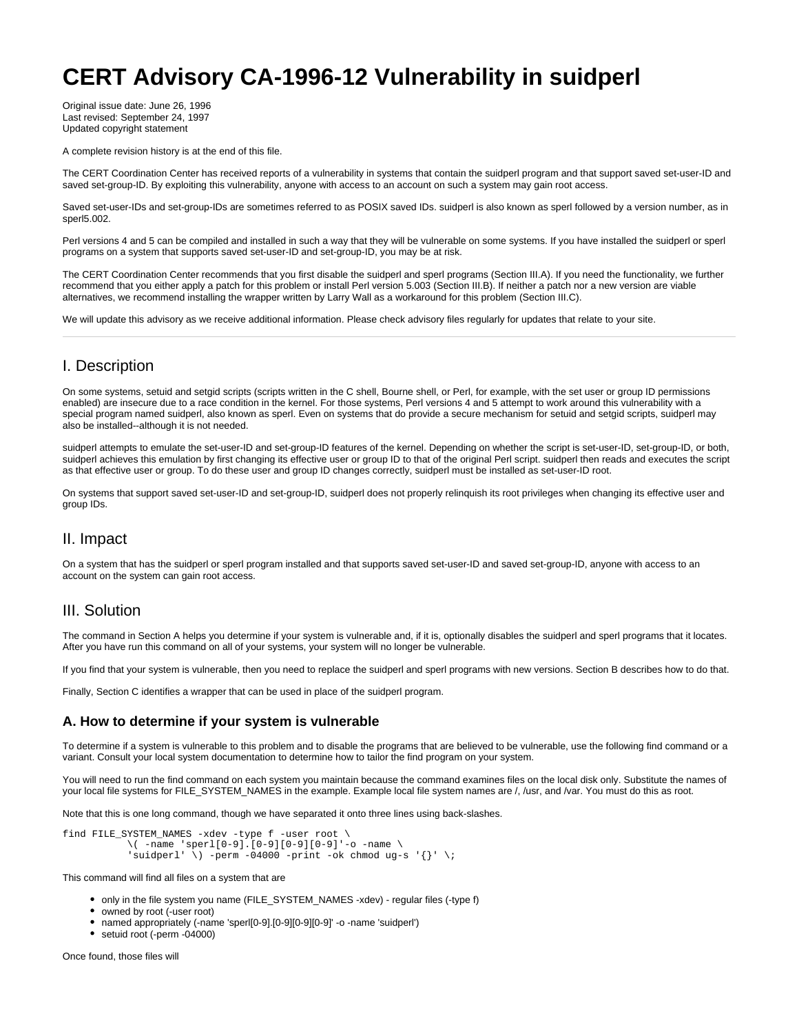# CERT Advisory CA-1996-12 Vulnerability in suidperl

Original issue date: June 26, 1996
Last revised: September 24, 1997
Updated copyright statement

A complete revision history is at the end of this file.

The CERT Coordination Center has received reports of a vulnerability in systems that contain the suidperl program and that support saved set-user-ID and saved set-group-ID. By exploiting this vulnerability, anyone with access to an account on such a system may gain root access.

Saved set-user-IDs and set-group-IDs are sometimes referred to as POSIX saved IDs. suidperl is also known as sperl followed by a version number, as in sperl5.002.

Perl versions 4 and 5 can be compiled and installed in such a way that they will be vulnerable on some systems. If you have installed the suidperl or sperl programs on a system that supports saved set-user-ID and set-group-ID, you may be at risk.

The CERT Coordination Center recommends that you first disable the suidperl and sperl programs (Section III.A). If you need the functionality, we further recommend that you either apply a patch for this problem or install Perl version 5.003 (Section III.B). If neither a patch nor a new version are viable alternatives, we recommend installing the wrapper written by Larry Wall as a workaround for this problem (Section III.C).

We will update this advisory as we receive additional information. Please check advisory files regularly for updates that relate to your site.

---

## I. Description

On some systems, setuid and setgid scripts (scripts written in the C shell, Bourne shell, or Perl, for example, with the set user or group ID permissions enabled) are insecure due to a race condition in the kernel. For those systems, Perl versions 4 and 5 attempt to work around this vulnerability with a special program named suidperl, also known as sperl. Even on systems that do provide a secure mechanism for setuid and setgid scripts, suidperl may also be installed--although it is not needed.

suidperl attempts to emulate the set-user-ID and set-group-ID features of the kernel. Depending on whether the script is set-user-ID, set-group-ID, or both, suidperl achieves this emulation by first changing its effective user or group ID to that of the original Perl script. suidperl then reads and executes the script as that effective user or group. To do these user and group ID changes correctly, suidperl must be installed as set-user-ID root.

On systems that support saved set-user-ID and set-group-ID, suidperl does not properly relinquish its root privileges when changing its effective user and group IDs.

## II. Impact

On a system that has the suidperl or sperl program installed and that supports saved set-user-ID and saved set-group-ID, anyone with access to an account on the system can gain root access.

## III. Solution

The command in Section A helps you determine if your system is vulnerable and, if it is, optionally disables the suidperl and sperl programs that it locates. After you have run this command on all of your systems, your system will no longer be vulnerable.

If you find that your system is vulnerable, then you need to replace the suidperl and sperl programs with new versions. Section B describes how to do that.

Finally, Section C identifies a wrapper that can be used in place of the suidperl program.

### A. How to determine if your system is vulnerable

To determine if a system is vulnerable to this problem and to disable the programs that are believed to be vulnerable, use the following find command or a variant. Consult your local system documentation to determine how to tailor the find program on your system.

You will need to run the find command on each system you maintain because the command examines files on the local disk only. Substitute the names of your local file systems for FILE_SYSTEM_NAMES in the example. Example local file system names are /, /usr, and /var. You must do this as root.

Note that this is one long command, though we have separated it onto three lines using back-slashes.

```
find FILE_SYSTEM_NAMES -xdev -type f -user root \
           \( -name 'sperl[0-9].[0-9][0-9][0-9]'-o -name \
           'suidperl' \) -perm -04000 -print -ok chmod ug-s '{}' \;
```

This command will find all files on a system that are

- only in the file system you name (FILE_SYSTEM_NAMES -xdev) - regular files (-type f)
- owned by root (-user root)
- named appropriately (-name 'sperl[0-9].[0-9][0-9][0-9]' -o -name 'suidperl')
- setuid root (-perm -04000)

Once found, those files will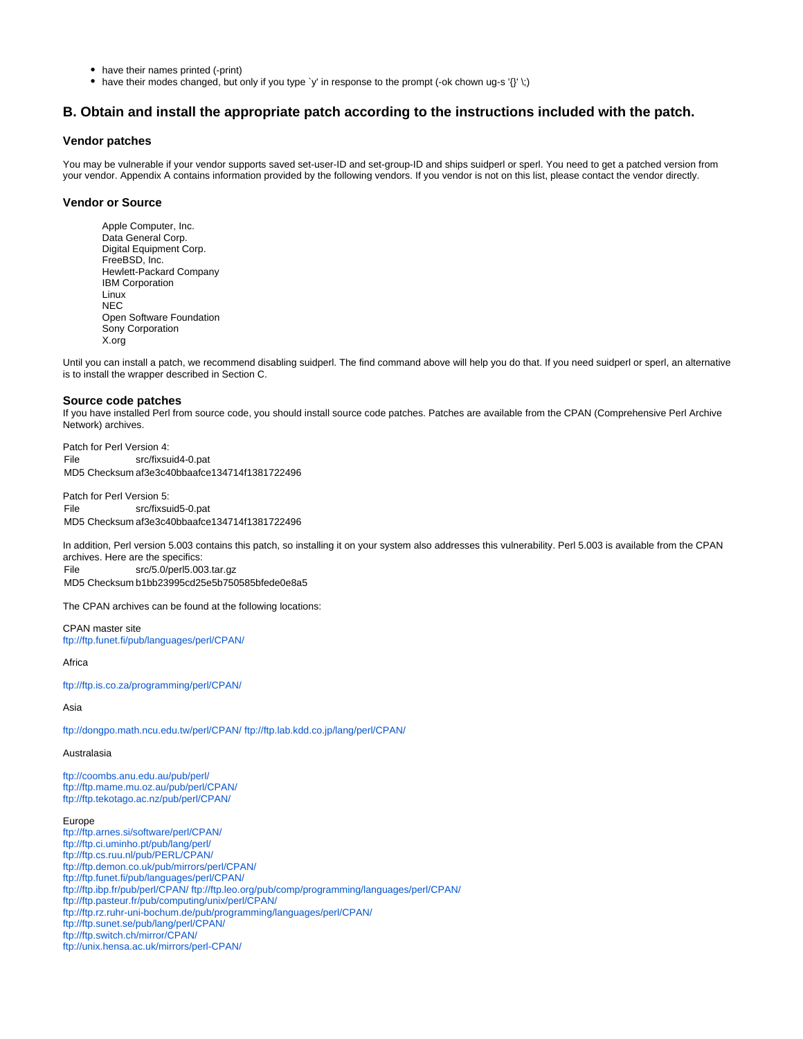- have their names printed (-print)
- have their modes changed, but only if you type `y' in response to the prompt (-ok chown ug-s '{}' \;)

## B. Obtain and install the appropriate patch according to the instructions included with the patch.

### Vendor patches

You may be vulnerable if your vendor supports saved set-user-ID and set-group-ID and ships suidperl or sperl. You need to get a patched version from your vendor. Appendix A contains information provided by the following vendors. If you vendor is not on this list, please contact the vendor directly.

### Vendor or Source

Apple Computer, Inc.
Data General Corp.
Digital Equipment Corp.
FreeBSD, Inc.
Hewlett-Packard Company
IBM Corporation
Linux
NEC
Open Software Foundation
Sony Corporation
X.org

Until you can install a patch, we recommend disabling suidperl. The find command above will help you do that. If you need suidperl or sperl, an alternative is to install the wrapper described in Section C.

### Source code patches

If you have installed Perl from source code, you should install source code patches. Patches are available from the CPAN (Comprehensive Perl Archive Network) archives.

Patch for Perl Version 4:

| | |
|---|---|
| File | src/fixsuid4-0.pat |
| MD5 Checksum | af3e3c40bbaafce134714f1381722496 |

Patch for Perl Version 5:

| | |
|---|---|
| File | src/fixsuid5-0.pat |
| MD5 Checksum | af3e3c40bbaafce134714f1381722496 |

In addition, Perl version 5.003 contains this patch, so installing it on your system also addresses this vulnerability. Perl 5.003 is available from the CPAN archives. Here are the specifics:

| | |
|---|---|
| File | src/5.0/perl5.003.tar.gz |
| MD5 Checksum | b1bb23995cd25e5b750585bfede0e8a5 |

The CPAN archives can be found at the following locations:

CPAN master site
ftp://ftp.funet.fi/pub/languages/perl/CPAN/

Africa

ftp://ftp.is.co.za/programming/perl/CPAN/

Asia

ftp://dongpo.math.ncu.edu.tw/perl/CPAN/ ftp://ftp.lab.kdd.co.jp/lang/perl/CPAN/

Australasia

ftp://coombs.anu.edu.au/pub/perl/
ftp://ftp.mame.mu.oz.au/pub/perl/CPAN/
ftp://ftp.tekotago.ac.nz/pub/perl/CPAN/

Europe
ftp://ftp.arnes.si/software/perl/CPAN/
ftp://ftp.ci.uminho.pt/pub/lang/perl/
ftp://ftp.cs.ruu.nl/pub/PERL/CPAN/
ftp://ftp.demon.co.uk/pub/mirrors/perl/CPAN/
ftp://ftp.funet.fi/pub/languages/perl/CPAN/
ftp://ftp.ibp.fr/pub/perl/CPAN/ ftp://ftp.leo.org/pub/comp/programming/languages/perl/CPAN/
ftp://ftp.pasteur.fr/pub/computing/unix/perl/CPAN/
ftp://ftp.rz.ruhr-uni-bochum.de/pub/programming/languages/perl/CPAN/
ftp://ftp.sunet.se/pub/lang/perl/CPAN/
ftp://ftp.switch.ch/mirror/CPAN/
ftp://unix.hensa.ac.uk/mirrors/perl-CPAN/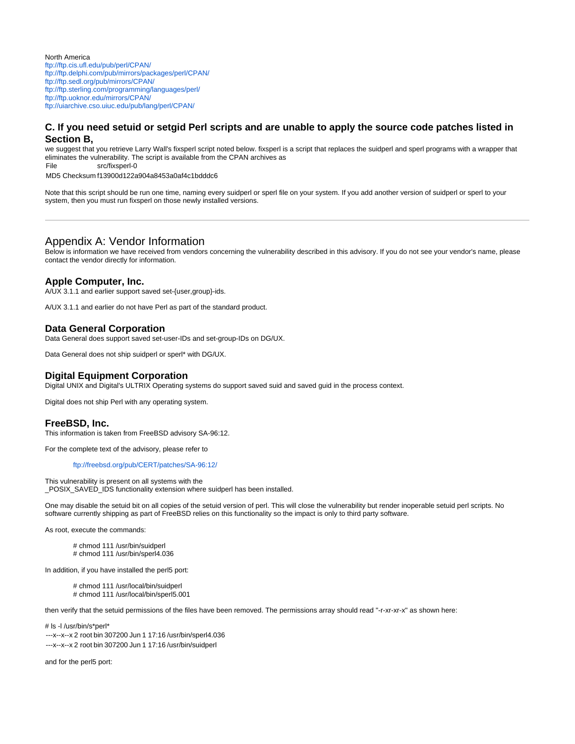North America
ftp://ftp.cis.ufl.edu/pub/perl/CPAN/
ftp://ftp.delphi.com/pub/mirrors/packages/perl/CPAN/
ftp://ftp.sedl.org/pub/mirrors/CPAN/
ftp://ftp.sterling.com/programming/languages/perl/
ftp://ftp.uoknor.edu/mirrors/CPAN/
ftp://uiarchive.cso.uiuc.edu/pub/lang/perl/CPAN/

### C. If you need setuid or setgid Perl scripts and are unable to apply the source code patches listed in Section B,

we suggest that you retrieve Larry Wall's fixsperl script noted below. fixsperl is a script that replaces the suidperl and sperl programs with a wrapper that eliminates the vulnerability. The script is available from the CPAN archives as

| | |
|---|---|
| File | src/fixsperl-0 |
| MD5 Checksum | f13900d122a904a8453a0af4c1bdddc6 |

Note that this script should be run one time, naming every suidperl or sperl file on your system. If you add another version of suidperl or sperl to your system, then you must run fixsperl on those newly installed versions.

---

## Appendix A: Vendor Information

Below is information we have received from vendors concerning the vulnerability described in this advisory. If you do not see your vendor's name, please contact the vendor directly for information.

### Apple Computer, Inc.

A/UX 3.1.1 and earlier support saved set-{user,group}-ids.

A/UX 3.1.1 and earlier do not have Perl as part of the standard product.

### Data General Corporation

Data General does support saved set-user-IDs and set-group-IDs on DG/UX.

Data General does not ship suidperl or sperl* with DG/UX.

### Digital Equipment Corporation

Digital UNIX and Digital's ULTRIX Operating systems do support saved suid and saved guid in the process context.

Digital does not ship Perl with any operating system.

### FreeBSD, Inc.

This information is taken from FreeBSD advisory SA-96:12.

For the complete text of the advisory, please refer to

> ftp://freebsd.org/pub/CERT/patches/SA-96:12/

This vulnerability is present on all systems with the
_POSIX_SAVED_IDS functionality extension where suidperl has been installed.

One may disable the setuid bit on all copies of the setuid version of perl. This will close the vulnerability but render inoperable setuid perl scripts. No software currently shipping as part of FreeBSD relies on this functionality so the impact is only to third party software.

As root, execute the commands:

```
# chmod 111 /usr/bin/suidperl
# chmod 111 /usr/bin/sperl4.036
```

In addition, if you have installed the perl5 port:

```
# chmod 111 /usr/local/bin/suidperl
# chmod 111 /usr/local/bin/sperl5.001
```

then verify that the setuid permissions of the files have been removed. The permissions array should read "-r-xr-xr-x" as shown here:

```
# ls -l /usr/bin/s*perl*
---x--x--x 2 root bin 307200 Jun 1 17:16 /usr/bin/sperl4.036
---x--x--x 2 root bin 307200 Jun 1 17:16 /usr/bin/suidperl
```

and for the perl5 port: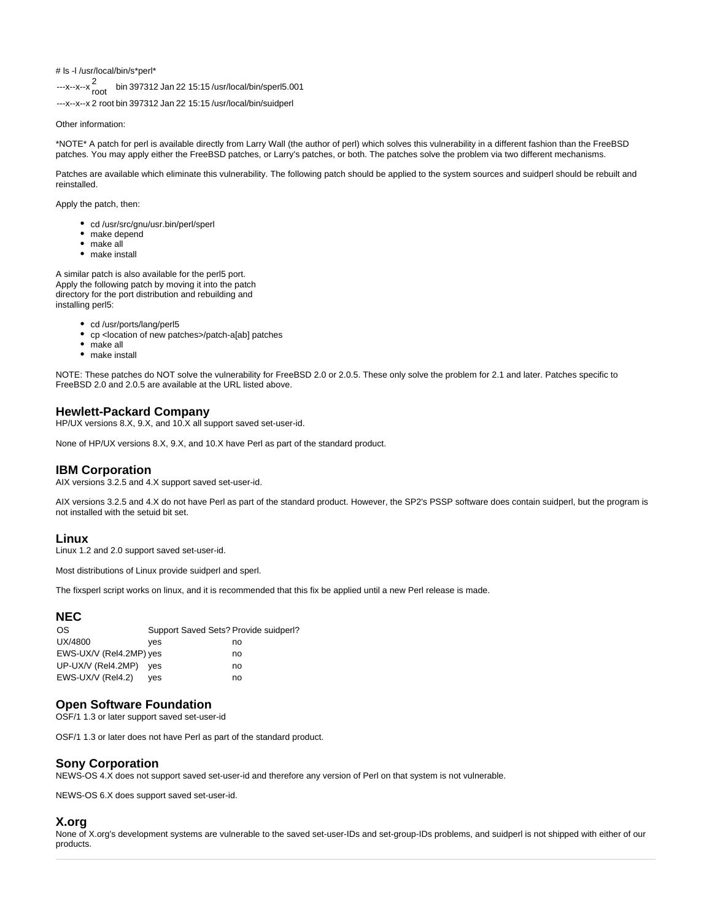```
# ls -l /usr/local/bin/s*perl*
---x--x--x 2 root bin 397312 Jan 22 15:15 /usr/local/bin/sperl5.001
---x--x--x 2 root bin 397312 Jan 22 15:15 /usr/local/bin/suidperl
```

Other information:

*NOTE* A patch for perl is available directly from Larry Wall (the author of perl) which solves this vulnerability in a different fashion than the FreeBSD patches. You may apply either the FreeBSD patches, or Larry's patches, or both. The patches solve the problem via two different mechanisms.

Patches are available which eliminate this vulnerability. The following patch should be applied to the system sources and suidperl should be rebuilt and reinstalled.

Apply the patch, then:

- cd /usr/src/gnu/usr.bin/perl/sperl
- make depend
- make all
- make install

A similar patch is also available for the perl5 port. Apply the following patch by moving it into the patch directory for the port distribution and rebuilding and installing perl5:

- cd /usr/ports/lang/perl5
- cp <location of new patches>/patch-a[ab] patches
- make all
- make install

NOTE: These patches do NOT solve the vulnerability for FreeBSD 2.0 or 2.0.5. These only solve the problem for 2.1 and later. Patches specific to FreeBSD 2.0 and 2.0.5 are available at the URL listed above.

### Hewlett-Packard Company

HP/UX versions 8.X, 9.X, and 10.X all support saved set-user-id.

None of HP/UX versions 8.X, 9.X, and 10.X have Perl as part of the standard product.

### IBM Corporation

AIX versions 3.2.5 and 4.X support saved set-user-id.

AIX versions 3.2.5 and 4.X do not have Perl as part of the standard product. However, the SP2's PSSP software does contain suidperl, but the program is not installed with the setuid bit set.

### Linux

Linux 1.2 and 2.0 support saved set-user-id.

Most distributions of Linux provide suidperl and sperl.

The fixsperl script works on linux, and it is recommended that this fix be applied until a new Perl release is made.

### NEC

| OS | Support Saved Sets? | Provide suidperl? |
|---|---|---|
| UX/4800 | yes | no |
| EWS-UX/V (Rel4.2MP) | yes | no |
| UP-UX/V (Rel4.2MP) | yes | no |
| EWS-UX/V (Rel4.2) | yes | no |

### Open Software Foundation

OSF/1 1.3 or later support saved set-user-id

OSF/1 1.3 or later does not have Perl as part of the standard product.

### Sony Corporation

NEWS-OS 4.X does not support saved set-user-id and therefore any version of Perl on that system is not vulnerable.

NEWS-OS 6.X does support saved set-user-id.

### X.org

None of X.org's development systems are vulnerable to the saved set-user-IDs and set-group-IDs problems, and suidperl is not shipped with either of our products.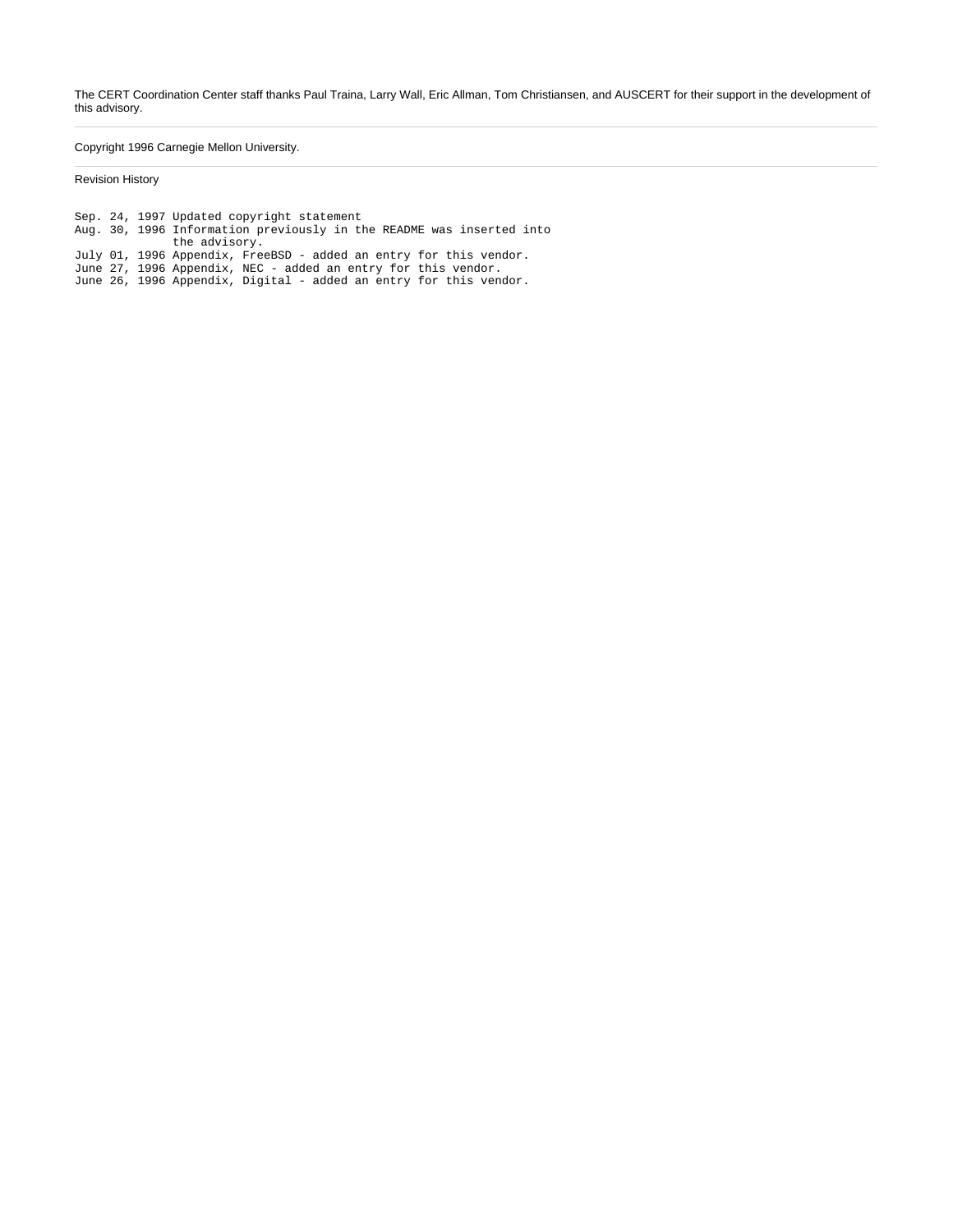The CERT Coordination Center staff thanks Paul Traina, Larry Wall, Eric Allman, Tom Christiansen, and AUSCERT for their support in the development of this advisory.

---

Copyright 1996 Carnegie Mellon University.

---

Revision History

```
Sep. 24, 1997 Updated copyright statement
Aug. 30, 1996 Information previously in the README was inserted into
              the advisory.
July 01, 1996 Appendix, FreeBSD - added an entry for this vendor.
June 27, 1996 Appendix, NEC - added an entry for this vendor.
June 26, 1996 Appendix, Digital - added an entry for this vendor.
```